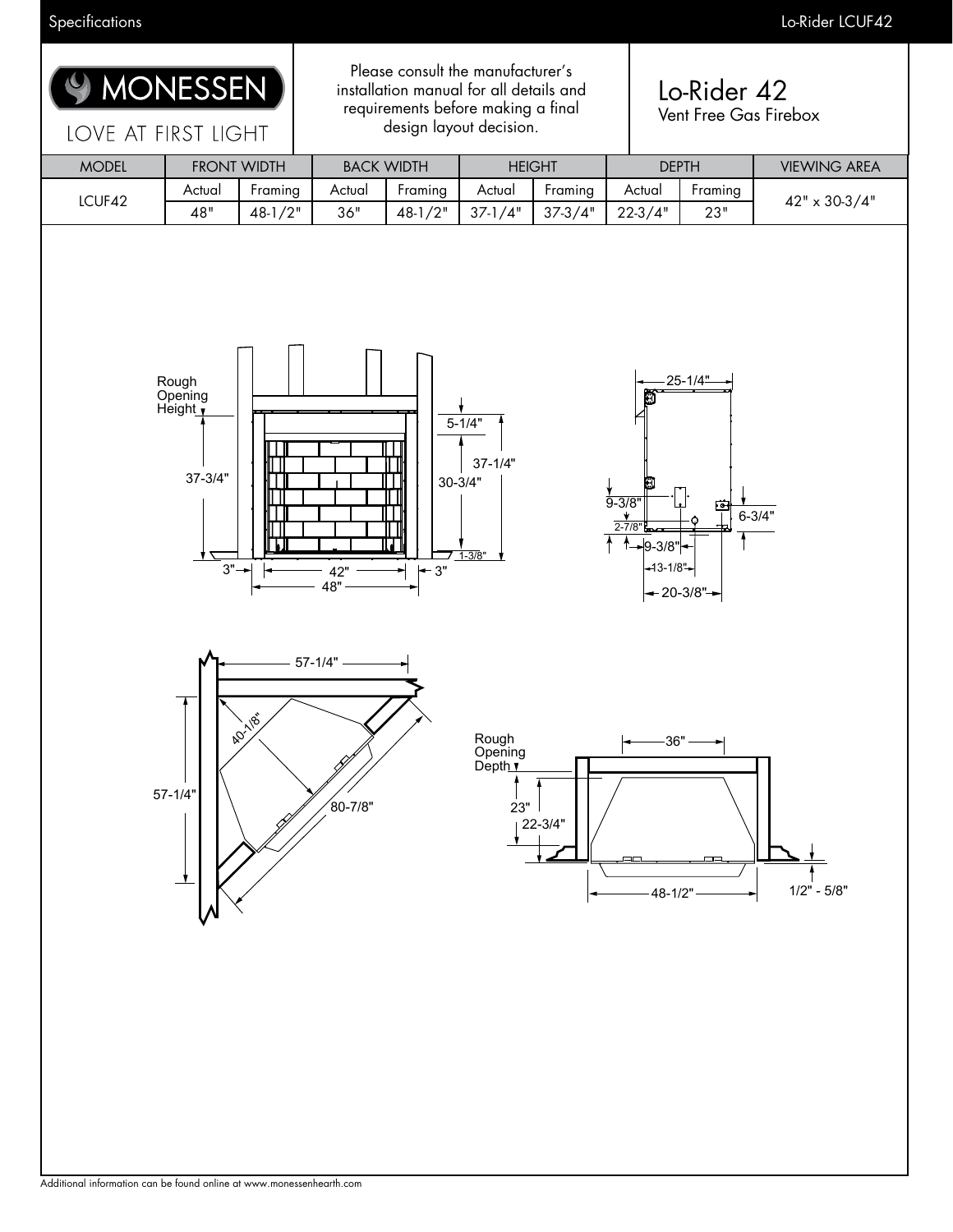# MONESSEN

LOVE AT FIRST LIGHT

Please consult the manufacturer's installation manual for all details and requirements before making a final design layout decision.

## Lo-Rider 42

Vent Free Gas Firebox

| MODEL | FRONT WIDTH | | BACK WIDTH | | HEIGHT | | DEPTH | | VIEWING AREA |
|---|---|---|---|---|---|---|---|---|---|
| | Actual | Framing | Actual | Framing | Actual | Framing | Actual | Framing | |
| LCUF42 | 48" | 48-1/2" | 36" | 48-1/2" | 37-1/4" | 37-3/4" | 22-3/4" | 23" | 42" x 30-3/4" |

Rough Opening Height

37-3/4"

5-1/4"

37-1/4"

30-3/4"

1-3/8"

3"

42"

48"

3"

25-1/4"

9-3/8"

2-7/8"

9-3/8"

13-1/8"

20-3/8"

6-3/4"

57-1/4"

40-1/8"

57-1/4"

80-7/8"

Rough Opening Depth

36"

23"

22-3/4"

48-1/2"

1/2" - 5/8"

Additional information can be found online at www.monessenhearth.com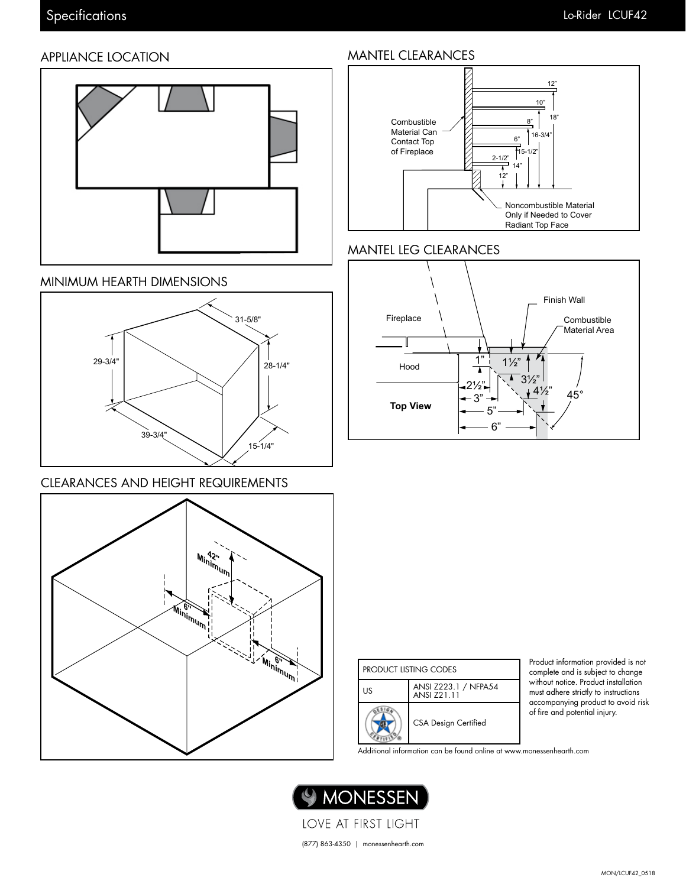## APPLIANCE LOCATION

## MANTEL CLEARANCES

12"
10"
18"
8"
16-3/4"
6"
15-1/2"
2-1/2"
14"
12"

Combustible Material Can Contact Top of Fireplace

Noncombustible Material Only if Needed to Cover Radiant Top Face

## MANTEL LEG CLEARANCES

Finish Wall
Fireplace
Combustible Material Area
Hood
1"
1½"
3½"
2½"
4½"
45°
3"
Top View
5"
6"

## MINIMUM HEARTH DIMENSIONS

31-5/8"
29-3/4"
28-1/4"
39-3/4"
15-1/4"

## CLEARANCES AND HEIGHT REQUIREMENTS

42" Minimum
6" Minimum
6" Minimum

| PRODUCT LISTING CODES | |
|---|---|
| US | ANSI Z223.1 / NFPA54 ANSI Z21.11 |
| | CSA Design Certified |

Product information provided is not complete and is subject to change without notice. Product installation must adhere strictly to instructions accompanying product to avoid risk of fire and potential injury.

Additional information can be found online at www.monessenhearth.com

MONESSEN

LOVE AT FIRST LIGHT

(877) 863-4350 | monessenhearth.com

MON/LCUF42_0518